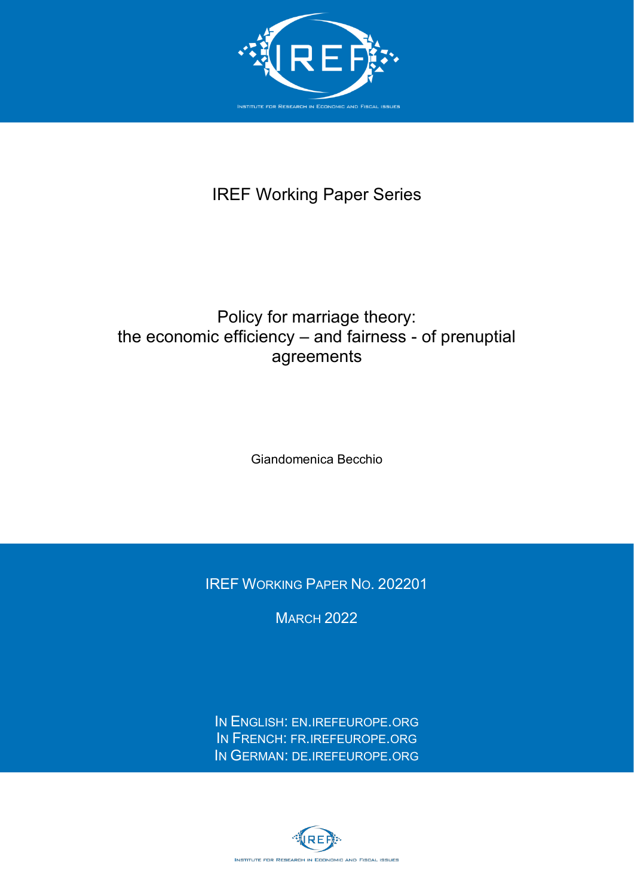IREF Working Paper Series

# Policy for marriage theory: the economic efficiency – and fairness - of prenuptial agreements

Giandomenica Becchio

IREF WORKING PAPER NO. 202201

MARCH 2022

IN ENGLISH: EN.IREFEUROPE.ORG
IN FRENCH: FR.IREFEUROPE.ORG
IN GERMAN: DE.IREFEUROPE.ORG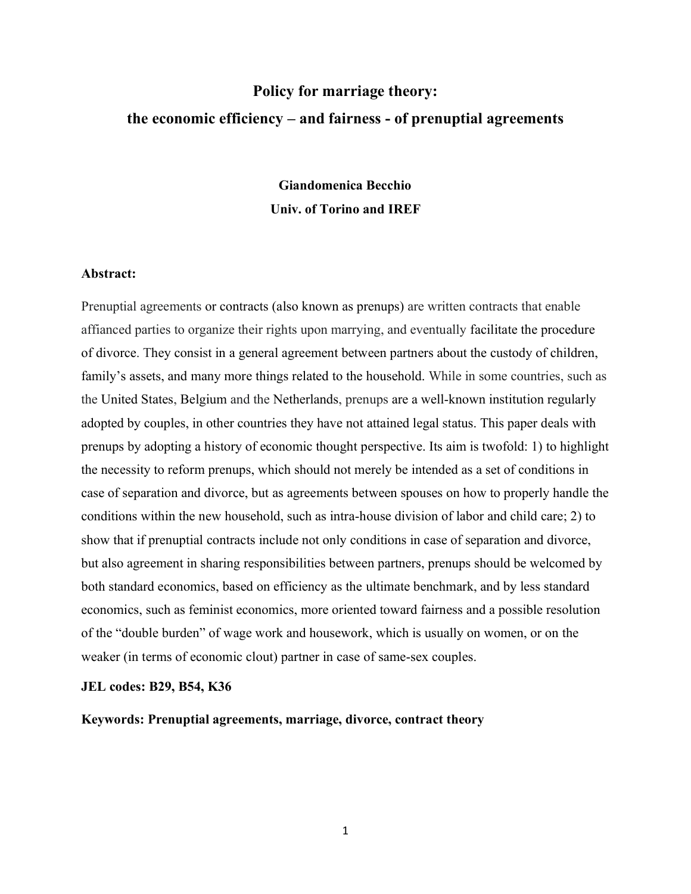# Policy for marriage theory:

# the economic efficiency – and fairness - of prenuptial agreements

**Giandomenica Becchio**
**Univ. of Torino and IREF**

**Abstract:**

Prenuptial agreements or contracts (also known as prenups) are written contracts that enable affianced parties to organize their rights upon marrying, and eventually facilitate the procedure of divorce. They consist in a general agreement between partners about the custody of children, family's assets, and many more things related to the household. While in some countries, such as the United States, Belgium and the Netherlands, prenups are a well-known institution regularly adopted by couples, in other countries they have not attained legal status. This paper deals with prenups by adopting a history of economic thought perspective. Its aim is twofold: 1) to highlight the necessity to reform prenups, which should not merely be intended as a set of conditions in case of separation and divorce, but as agreements between spouses on how to properly handle the conditions within the new household, such as intra-house division of labor and child care; 2) to show that if prenuptial contracts include not only conditions in case of separation and divorce, but also agreement in sharing responsibilities between partners, prenups should be welcomed by both standard economics, based on efficiency as the ultimate benchmark, and by less standard economics, such as feminist economics, more oriented toward fairness and a possible resolution of the "double burden" of wage work and housework, which is usually on women, or on the weaker (in terms of economic clout) partner in case of same-sex couples.

**JEL codes: B29, B54, K36**

**Keywords: Prenuptial agreements, marriage, divorce, contract theory**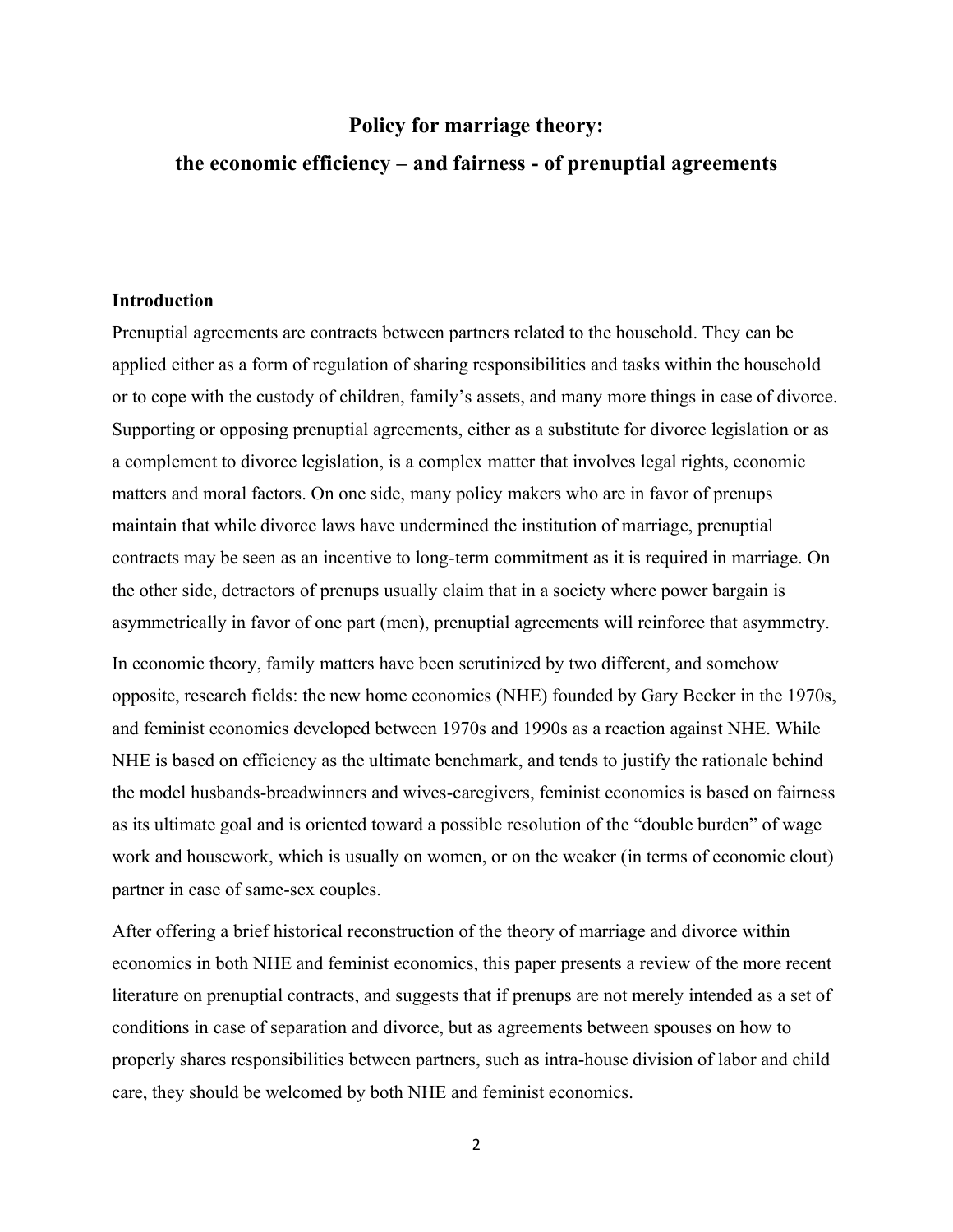# Policy for marriage theory:

# the economic efficiency – and fairness - of prenuptial agreements

## Introduction

Prenuptial agreements are contracts between partners related to the household. They can be applied either as a form of regulation of sharing responsibilities and tasks within the household or to cope with the custody of children, family's assets, and many more things in case of divorce. Supporting or opposing prenuptial agreements, either as a substitute for divorce legislation or as a complement to divorce legislation, is a complex matter that involves legal rights, economic matters and moral factors. On one side, many policy makers who are in favor of prenups maintain that while divorce laws have undermined the institution of marriage, prenuptial contracts may be seen as an incentive to long-term commitment as it is required in marriage. On the other side, detractors of prenups usually claim that in a society where power bargain is asymmetrically in favor of one part (men), prenuptial agreements will reinforce that asymmetry.

In economic theory, family matters have been scrutinized by two different, and somehow opposite, research fields: the new home economics (NHE) founded by Gary Becker in the 1970s, and feminist economics developed between 1970s and 1990s as a reaction against NHE. While NHE is based on efficiency as the ultimate benchmark, and tends to justify the rationale behind the model husbands-breadwinners and wives-caregivers, feminist economics is based on fairness as its ultimate goal and is oriented toward a possible resolution of the "double burden" of wage work and housework, which is usually on women, or on the weaker (in terms of economic clout) partner in case of same-sex couples.

After offering a brief historical reconstruction of the theory of marriage and divorce within economics in both NHE and feminist economics, this paper presents a review of the more recent literature on prenuptial contracts, and suggests that if prenups are not merely intended as a set of conditions in case of separation and divorce, but as agreements between spouses on how to properly shares responsibilities between partners, such as intra-house division of labor and child care, they should be welcomed by both NHE and feminist economics.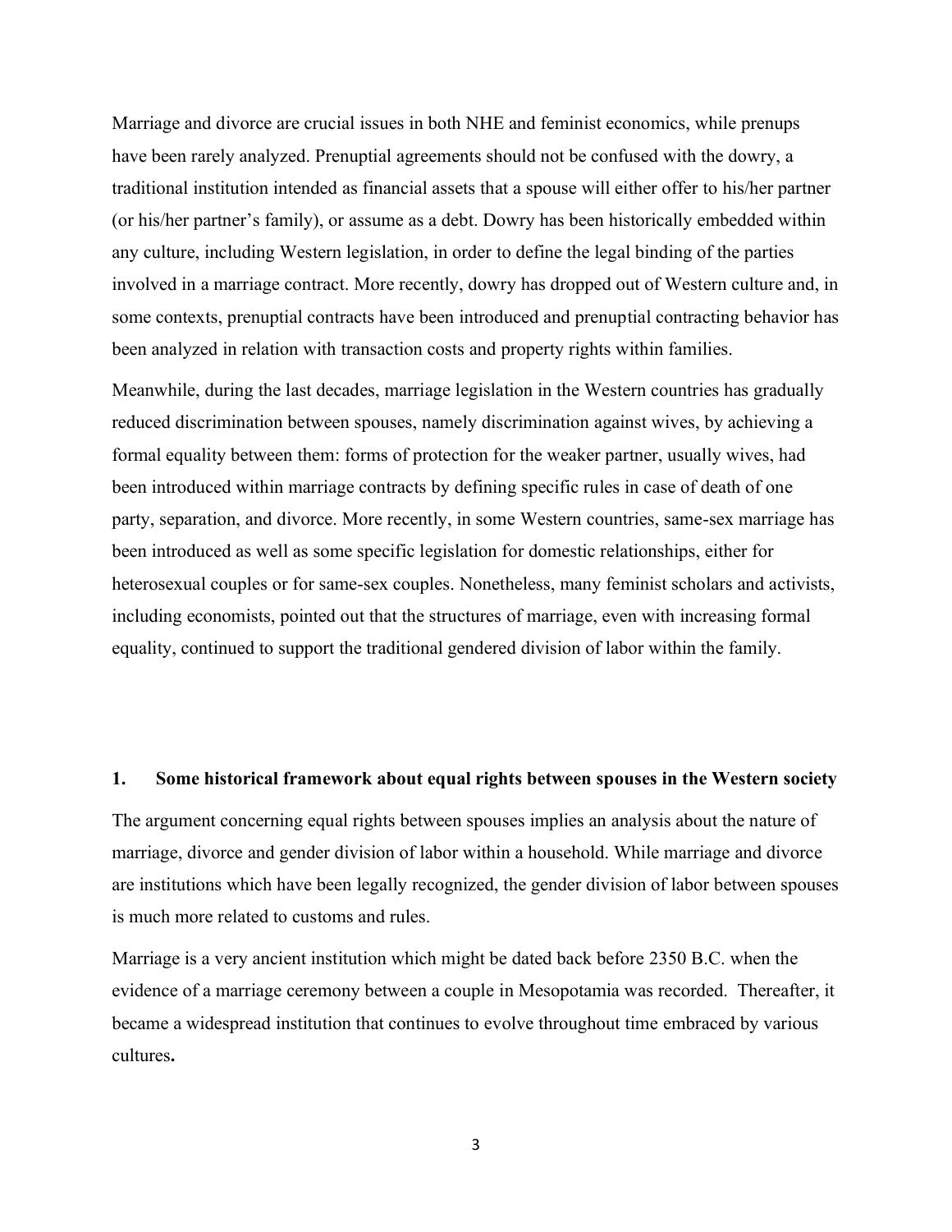Marriage and divorce are crucial issues in both NHE and feminist economics, while prenups have been rarely analyzed. Prenuptial agreements should not be confused with the dowry, a traditional institution intended as financial assets that a spouse will either offer to his/her partner (or his/her partner's family), or assume as a debt. Dowry has been historically embedded within any culture, including Western legislation, in order to define the legal binding of the parties involved in a marriage contract. More recently, dowry has dropped out of Western culture and, in some contexts, prenuptial contracts have been introduced and prenuptial contracting behavior has been analyzed in relation with transaction costs and property rights within families.

Meanwhile, during the last decades, marriage legislation in the Western countries has gradually reduced discrimination between spouses, namely discrimination against wives, by achieving a formal equality between them: forms of protection for the weaker partner, usually wives, had been introduced within marriage contracts by defining specific rules in case of death of one party, separation, and divorce. More recently, in some Western countries, same-sex marriage has been introduced as well as some specific legislation for domestic relationships, either for heterosexual couples or for same-sex couples. Nonetheless, many feminist scholars and activists, including economists, pointed out that the structures of marriage, even with increasing formal equality, continued to support the traditional gendered division of labor within the family.

## 1. Some historical framework about equal rights between spouses in the Western society

The argument concerning equal rights between spouses implies an analysis about the nature of marriage, divorce and gender division of labor within a household. While marriage and divorce are institutions which have been legally recognized, the gender division of labor between spouses is much more related to customs and rules.

Marriage is a very ancient institution which might be dated back before 2350 B.C. when the evidence of a marriage ceremony between a couple in Mesopotamia was recorded. Thereafter, it became a widespread institution that continues to evolve throughout time embraced by various cultures**.**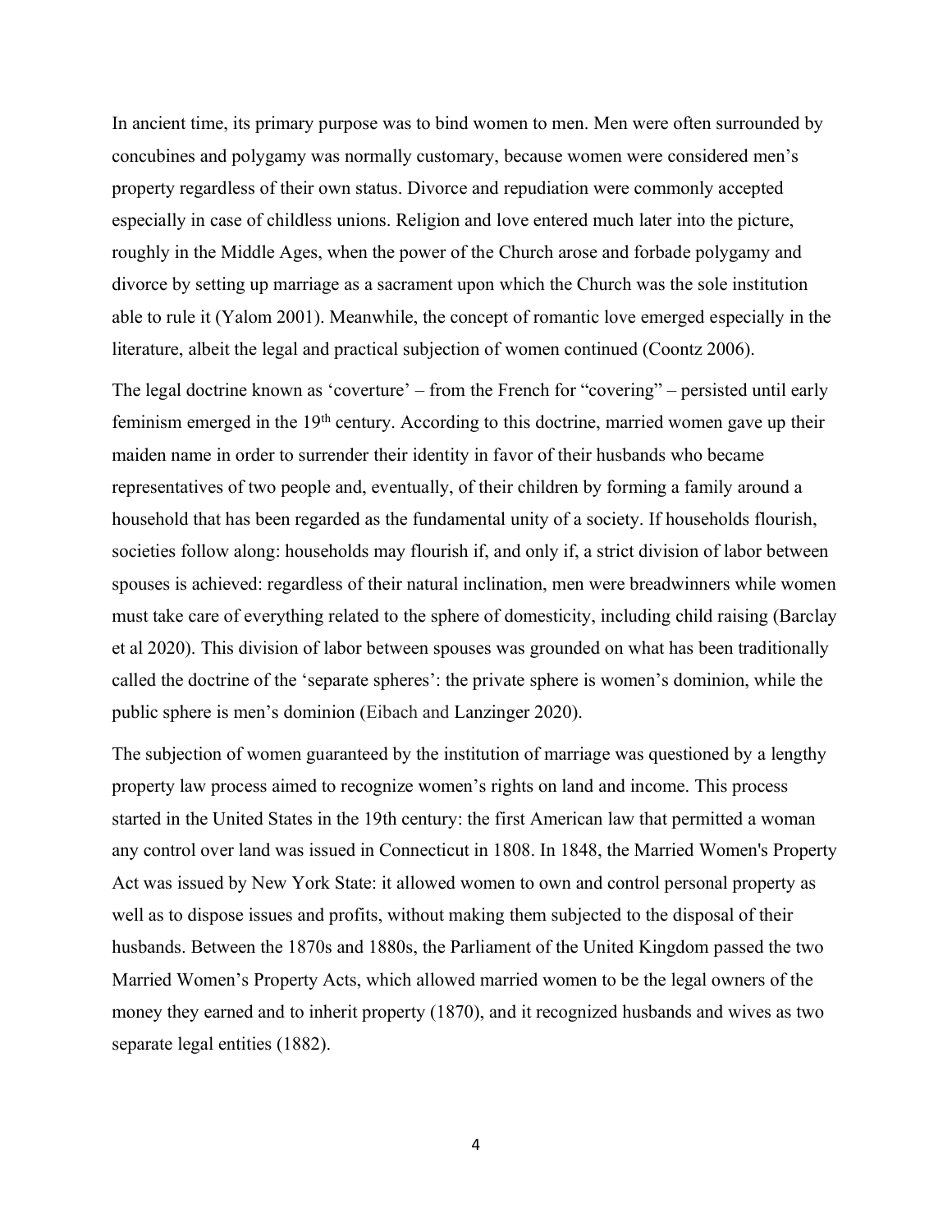In ancient time, its primary purpose was to bind women to men. Men were often surrounded by concubines and polygamy was normally customary, because women were considered men's property regardless of their own status. Divorce and repudiation were commonly accepted especially in case of childless unions. Religion and love entered much later into the picture, roughly in the Middle Ages, when the power of the Church arose and forbade polygamy and divorce by setting up marriage as a sacrament upon which the Church was the sole institution able to rule it (Yalom 2001). Meanwhile, the concept of romantic love emerged especially in the literature, albeit the legal and practical subjection of women continued (Coontz 2006).

The legal doctrine known as 'coverture' – from the French for "covering" – persisted until early feminism emerged in the 19th century. According to this doctrine, married women gave up their maiden name in order to surrender their identity in favor of their husbands who became representatives of two people and, eventually, of their children by forming a family around a household that has been regarded as the fundamental unity of a society. If households flourish, societies follow along: households may flourish if, and only if, a strict division of labor between spouses is achieved: regardless of their natural inclination, men were breadwinners while women must take care of everything related to the sphere of domesticity, including child raising (Barclay et al 2020). This division of labor between spouses was grounded on what has been traditionally called the doctrine of the 'separate spheres': the private sphere is women's dominion, while the public sphere is men's dominion (Eibach and Lanzinger 2020).

The subjection of women guaranteed by the institution of marriage was questioned by a lengthy property law process aimed to recognize women's rights on land and income. This process started in the United States in the 19th century: the first American law that permitted a woman any control over land was issued in Connecticut in 1808. In 1848, the Married Women's Property Act was issued by New York State: it allowed women to own and control personal property as well as to dispose issues and profits, without making them subjected to the disposal of their husbands. Between the 1870s and 1880s, the Parliament of the United Kingdom passed the two Married Women's Property Acts, which allowed married women to be the legal owners of the money they earned and to inherit property (1870), and it recognized husbands and wives as two separate legal entities (1882).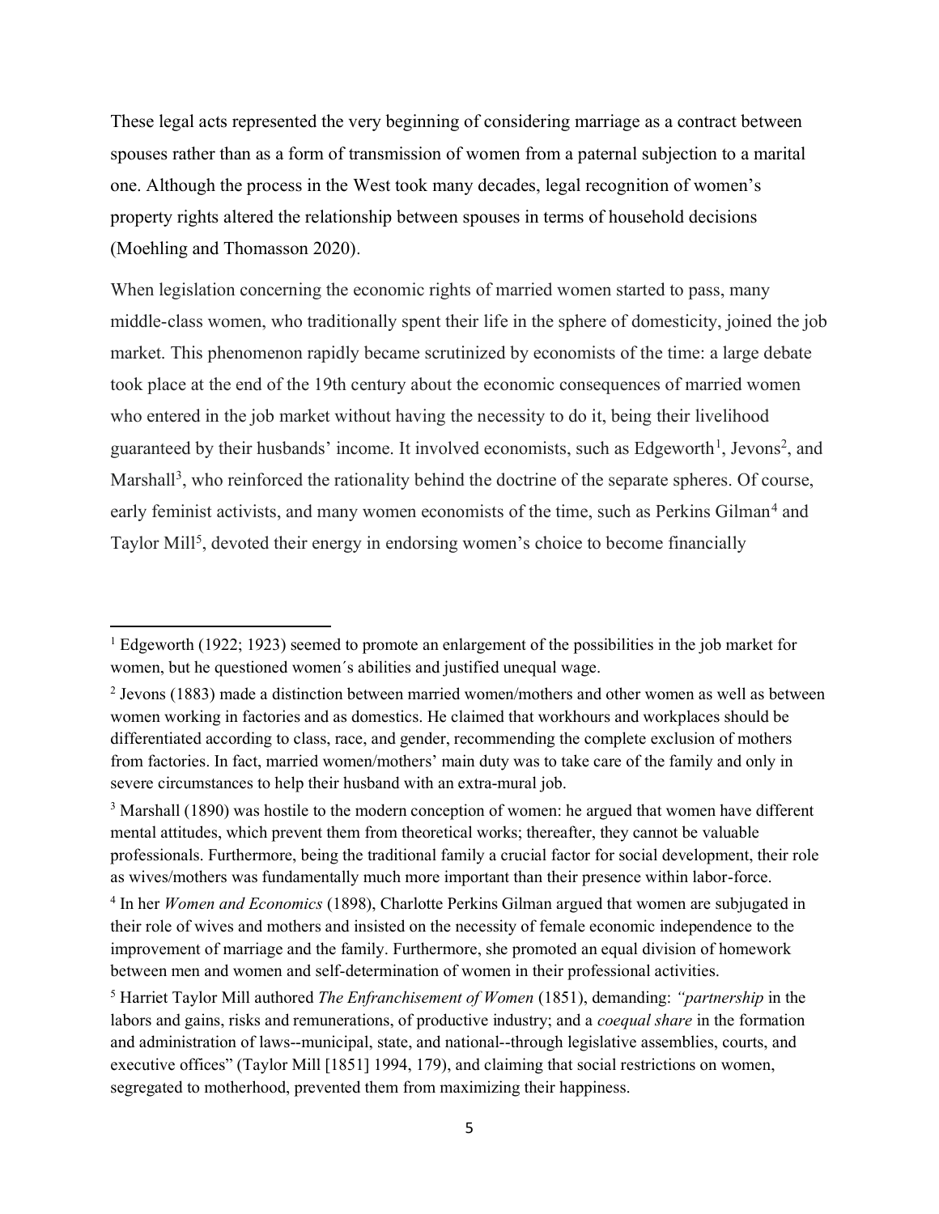These legal acts represented the very beginning of considering marriage as a contract between spouses rather than as a form of transmission of women from a paternal subjection to a marital one. Although the process in the West took many decades, legal recognition of women's property rights altered the relationship between spouses in terms of household decisions (Moehling and Thomasson 2020).

When legislation concerning the economic rights of married women started to pass, many middle-class women, who traditionally spent their life in the sphere of domesticity, joined the job market. This phenomenon rapidly became scrutinized by economists of the time: a large debate took place at the end of the 19th century about the economic consequences of married women who entered in the job market without having the necessity to do it, being their livelihood guaranteed by their husbands' income. It involved economists, such as Edgeworth[1], Jevons[2], and Marshall[3], who reinforced the rationality behind the doctrine of the separate spheres. Of course, early feminist activists, and many women economists of the time, such as Perkins Gilman[4] and Taylor Mill[5], devoted their energy in endorsing women's choice to become financially

---

[1] Edgeworth (1922; 1923) seemed to promote an enlargement of the possibilities in the job market for women, but he questioned women´s abilities and justified unequal wage.

[2] Jevons (1883) made a distinction between married women/mothers and other women as well as between women working in factories and as domestics. He claimed that workhours and workplaces should be differentiated according to class, race, and gender, recommending the complete exclusion of mothers from factories. In fact, married women/mothers' main duty was to take care of the family and only in severe circumstances to help their husband with an extra-mural job.

[3] Marshall (1890) was hostile to the modern conception of women: he argued that women have different mental attitudes, which prevent them from theoretical works; thereafter, they cannot be valuable professionals. Furthermore, being the traditional family a crucial factor for social development, their role as wives/mothers was fundamentally much more important than their presence within labor-force.

[4] In her *Women and Economics* (1898), Charlotte Perkins Gilman argued that women are subjugated in their role of wives and mothers and insisted on the necessity of female economic independence to the improvement of marriage and the family. Furthermore, she promoted an equal division of homework between men and women and self-determination of women in their professional activities.

[5] Harriet Taylor Mill authored *The Enfranchisement of Women* (1851), demanding: *"partnership* in the labors and gains, risks and remunerations, of productive industry; and a *coequal share* in the formation and administration of laws--municipal, state, and national--through legislative assemblies, courts, and executive offices" (Taylor Mill [1851] 1994, 179), and claiming that social restrictions on women, segregated to motherhood, prevented them from maximizing their happiness.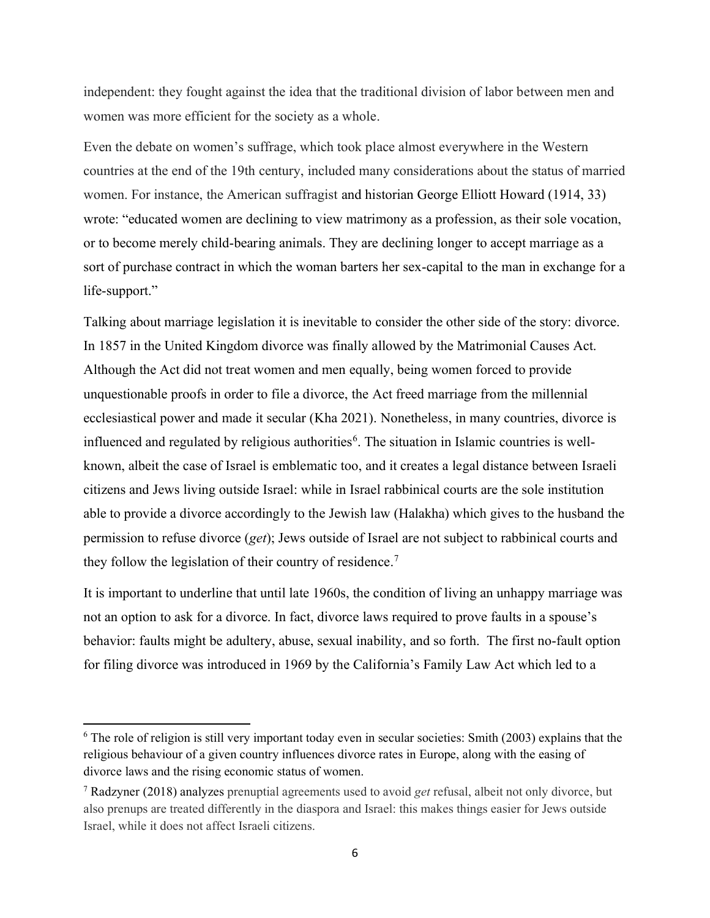independent: they fought against the idea that the traditional division of labor between men and women was more efficient for the society as a whole.

Even the debate on women's suffrage, which took place almost everywhere in the Western countries at the end of the 19th century, included many considerations about the status of married women. For instance, the American suffragist and historian George Elliott Howard (1914, 33) wrote: "educated women are declining to view matrimony as a profession, as their sole vocation, or to become merely child-bearing animals. They are declining longer to accept marriage as a sort of purchase contract in which the woman barters her sex-capital to the man in exchange for a life-support."

Talking about marriage legislation it is inevitable to consider the other side of the story: divorce. In 1857 in the United Kingdom divorce was finally allowed by the Matrimonial Causes Act. Although the Act did not treat women and men equally, being women forced to provide unquestionable proofs in order to file a divorce, the Act freed marriage from the millennial ecclesiastical power and made it secular (Kha 2021). Nonetheless, in many countries, divorce is influenced and regulated by religious authorities[6]. The situation in Islamic countries is well-known, albeit the case of Israel is emblematic too, and it creates a legal distance between Israeli citizens and Jews living outside Israel: while in Israel rabbinical courts are the sole institution able to provide a divorce accordingly to the Jewish law (Halakha) which gives to the husband the permission to refuse divorce (*get*); Jews outside of Israel are not subject to rabbinical courts and they follow the legislation of their country of residence.[7]

It is important to underline that until late 1960s, the condition of living an unhappy marriage was not an option to ask for a divorce. In fact, divorce laws required to prove faults in a spouse's behavior: faults might be adultery, abuse, sexual inability, and so forth. The first no-fault option for filing divorce was introduced in 1969 by the California's Family Law Act which led to a

[6] The role of religion is still very important today even in secular societies: Smith (2003) explains that the religious behaviour of a given country influences divorce rates in Europe, along with the easing of divorce laws and the rising economic status of women.

[7] Radzyner (2018) analyzes prenuptial agreements used to avoid *get* refusal, albeit not only divorce, but also prenups are treated differently in the diaspora and Israel: this makes things easier for Jews outside Israel, while it does not affect Israeli citizens.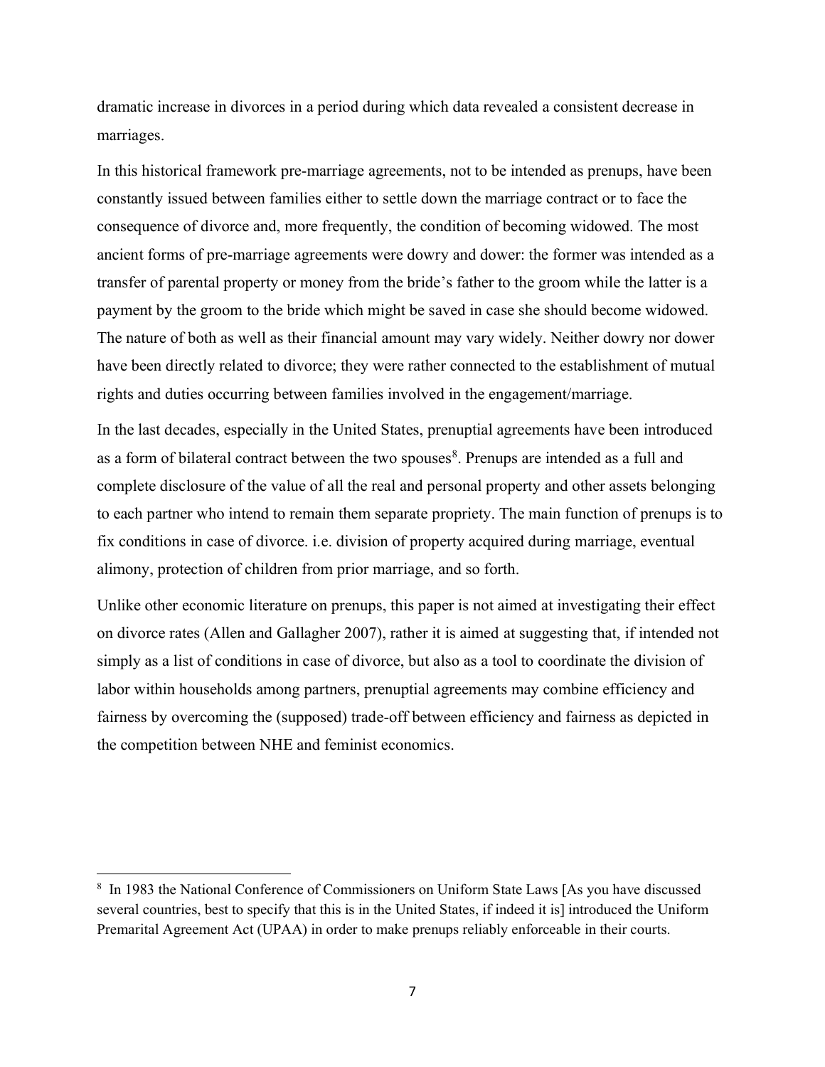dramatic increase in divorces in a period during which data revealed a consistent decrease in marriages.

In this historical framework pre-marriage agreements, not to be intended as prenups, have been constantly issued between families either to settle down the marriage contract or to face the consequence of divorce and, more frequently, the condition of becoming widowed. The most ancient forms of pre-marriage agreements were dowry and dower: the former was intended as a transfer of parental property or money from the bride's father to the groom while the latter is a payment by the groom to the bride which might be saved in case she should become widowed. The nature of both as well as their financial amount may vary widely. Neither dowry nor dower have been directly related to divorce; they were rather connected to the establishment of mutual rights and duties occurring between families involved in the engagement/marriage.

In the last decades, especially in the United States, prenuptial agreements have been introduced as a form of bilateral contract between the two spouses[8]. Prenups are intended as a full and complete disclosure of the value of all the real and personal property and other assets belonging to each partner who intend to remain them separate propriety. The main function of prenups is to fix conditions in case of divorce. i.e. division of property acquired during marriage, eventual alimony, protection of children from prior marriage, and so forth.

Unlike other economic literature on prenups, this paper is not aimed at investigating their effect on divorce rates (Allen and Gallagher 2007), rather it is aimed at suggesting that, if intended not simply as a list of conditions in case of divorce, but also as a tool to coordinate the division of labor within households among partners, prenuptial agreements may combine efficiency and fairness by overcoming the (supposed) trade-off between efficiency and fairness as depicted in the competition between NHE and feminist economics.

[8] In 1983 the National Conference of Commissioners on Uniform State Laws [As you have discussed several countries, best to specify that this is in the United States, if indeed it is] introduced the Uniform Premarital Agreement Act (UPAA) in order to make prenups reliably enforceable in their courts.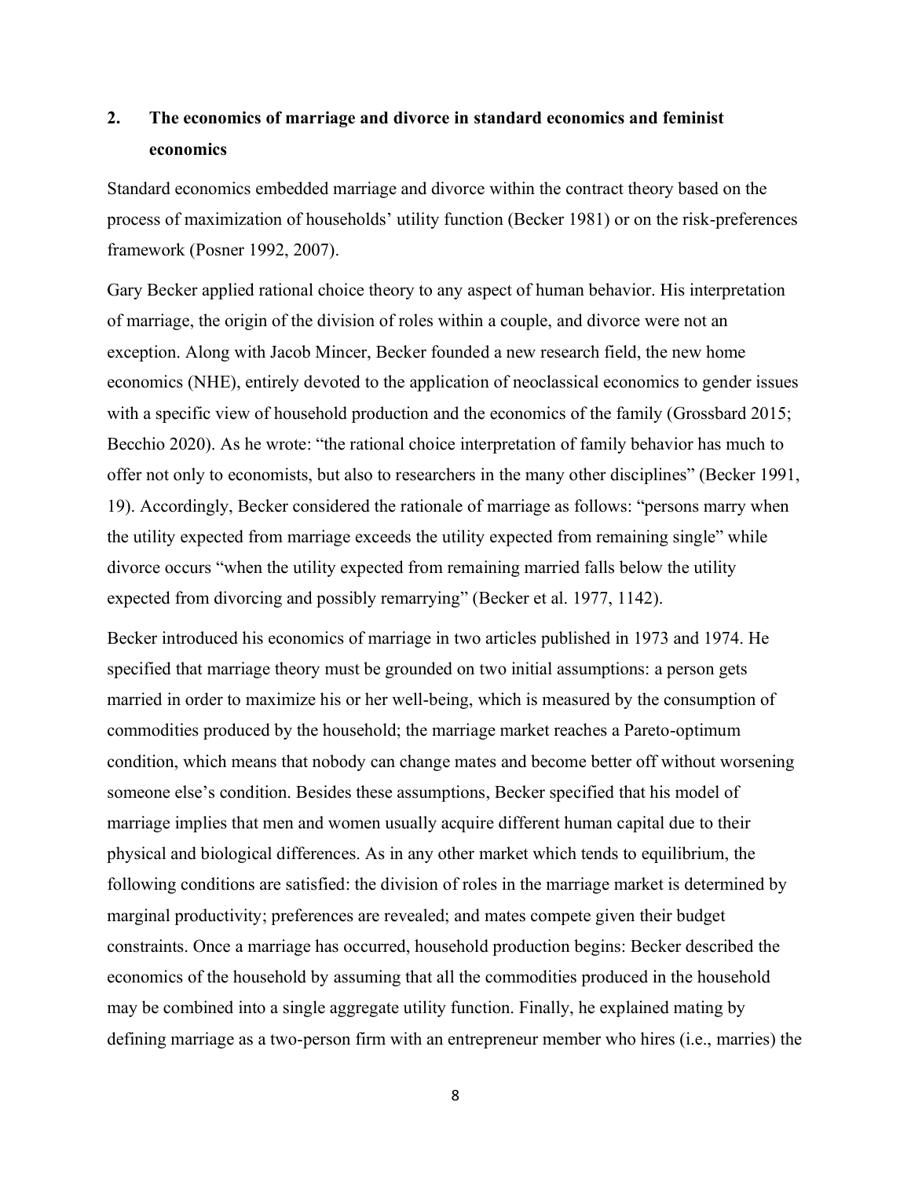## 2. The economics of marriage and divorce in standard economics and feminist economics

Standard economics embedded marriage and divorce within the contract theory based on the process of maximization of households' utility function (Becker 1981) or on the risk-preferences framework (Posner 1992, 2007).

Gary Becker applied rational choice theory to any aspect of human behavior. His interpretation of marriage, the origin of the division of roles within a couple, and divorce were not an exception. Along with Jacob Mincer, Becker founded a new research field, the new home economics (NHE), entirely devoted to the application of neoclassical economics to gender issues with a specific view of household production and the economics of the family (Grossbard 2015; Becchio 2020). As he wrote: "the rational choice interpretation of family behavior has much to offer not only to economists, but also to researchers in the many other disciplines" (Becker 1991, 19). Accordingly, Becker considered the rationale of marriage as follows: "persons marry when the utility expected from marriage exceeds the utility expected from remaining single" while divorce occurs "when the utility expected from remaining married falls below the utility expected from divorcing and possibly remarrying" (Becker et al. 1977, 1142).

Becker introduced his economics of marriage in two articles published in 1973 and 1974. He specified that marriage theory must be grounded on two initial assumptions: a person gets married in order to maximize his or her well-being, which is measured by the consumption of commodities produced by the household; the marriage market reaches a Pareto-optimum condition, which means that nobody can change mates and become better off without worsening someone else's condition. Besides these assumptions, Becker specified that his model of marriage implies that men and women usually acquire different human capital due to their physical and biological differences. As in any other market which tends to equilibrium, the following conditions are satisfied: the division of roles in the marriage market is determined by marginal productivity; preferences are revealed; and mates compete given their budget constraints. Once a marriage has occurred, household production begins: Becker described the economics of the household by assuming that all the commodities produced in the household may be combined into a single aggregate utility function. Finally, he explained mating by defining marriage as a two-person firm with an entrepreneur member who hires (i.e., marries) the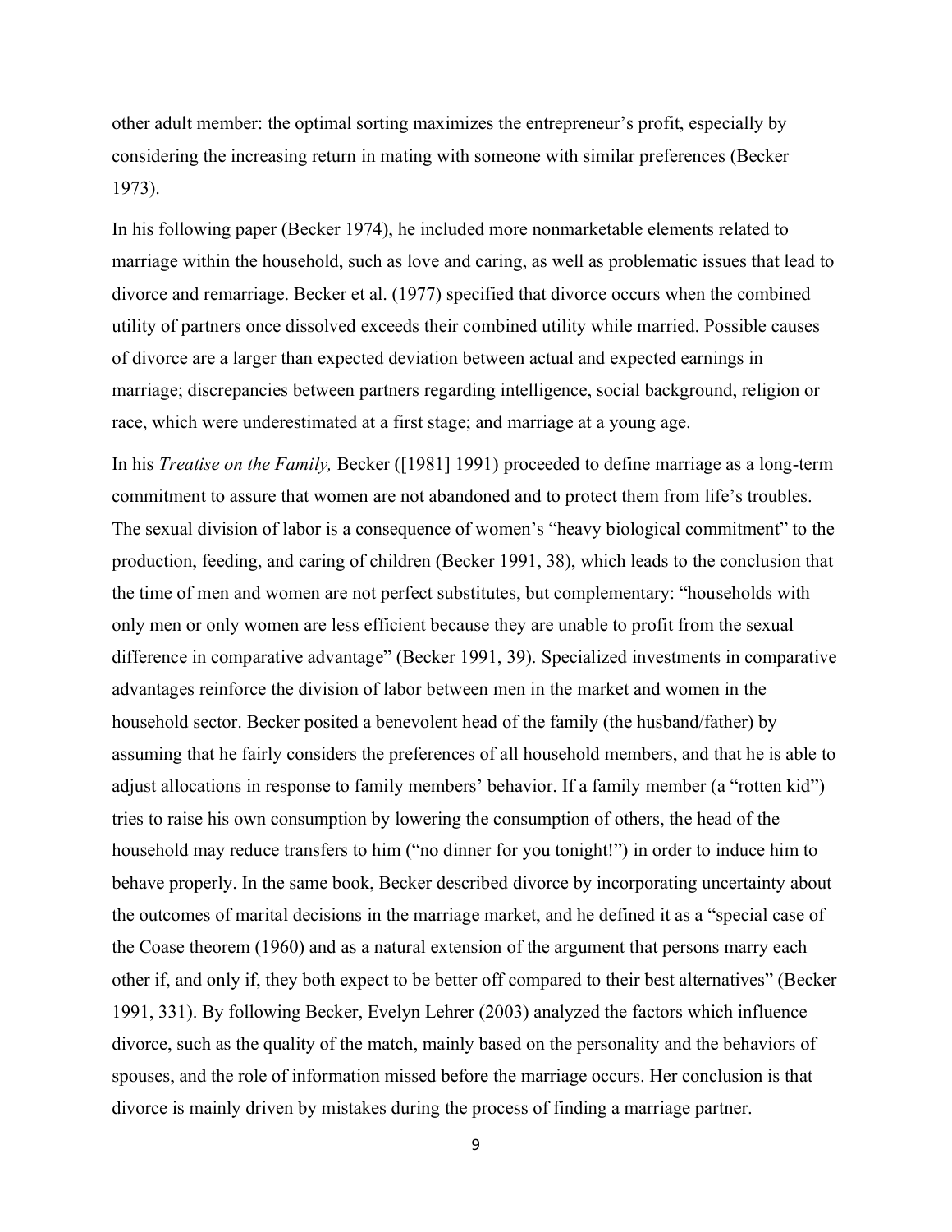other adult member: the optimal sorting maximizes the entrepreneur's profit, especially by considering the increasing return in mating with someone with similar preferences (Becker 1973).

In his following paper (Becker 1974), he included more nonmarketable elements related to marriage within the household, such as love and caring, as well as problematic issues that lead to divorce and remarriage. Becker et al. (1977) specified that divorce occurs when the combined utility of partners once dissolved exceeds their combined utility while married. Possible causes of divorce are a larger than expected deviation between actual and expected earnings in marriage; discrepancies between partners regarding intelligence, social background, religion or race, which were underestimated at a first stage; and marriage at a young age.

In his *Treatise on the Family,* Becker ([1981] 1991) proceeded to define marriage as a long-term commitment to assure that women are not abandoned and to protect them from life's troubles. The sexual division of labor is a consequence of women's "heavy biological commitment" to the production, feeding, and caring of children (Becker 1991, 38), which leads to the conclusion that the time of men and women are not perfect substitutes, but complementary: "households with only men or only women are less efficient because they are unable to profit from the sexual difference in comparative advantage" (Becker 1991, 39). Specialized investments in comparative advantages reinforce the division of labor between men in the market and women in the household sector. Becker posited a benevolent head of the family (the husband/father) by assuming that he fairly considers the preferences of all household members, and that he is able to adjust allocations in response to family members' behavior. If a family member (a "rotten kid") tries to raise his own consumption by lowering the consumption of others, the head of the household may reduce transfers to him ("no dinner for you tonight!") in order to induce him to behave properly. In the same book, Becker described divorce by incorporating uncertainty about the outcomes of marital decisions in the marriage market, and he defined it as a "special case of the Coase theorem (1960) and as a natural extension of the argument that persons marry each other if, and only if, they both expect to be better off compared to their best alternatives" (Becker 1991, 331). By following Becker, Evelyn Lehrer (2003) analyzed the factors which influence divorce, such as the quality of the match, mainly based on the personality and the behaviors of spouses, and the role of information missed before the marriage occurs. Her conclusion is that divorce is mainly driven by mistakes during the process of finding a marriage partner.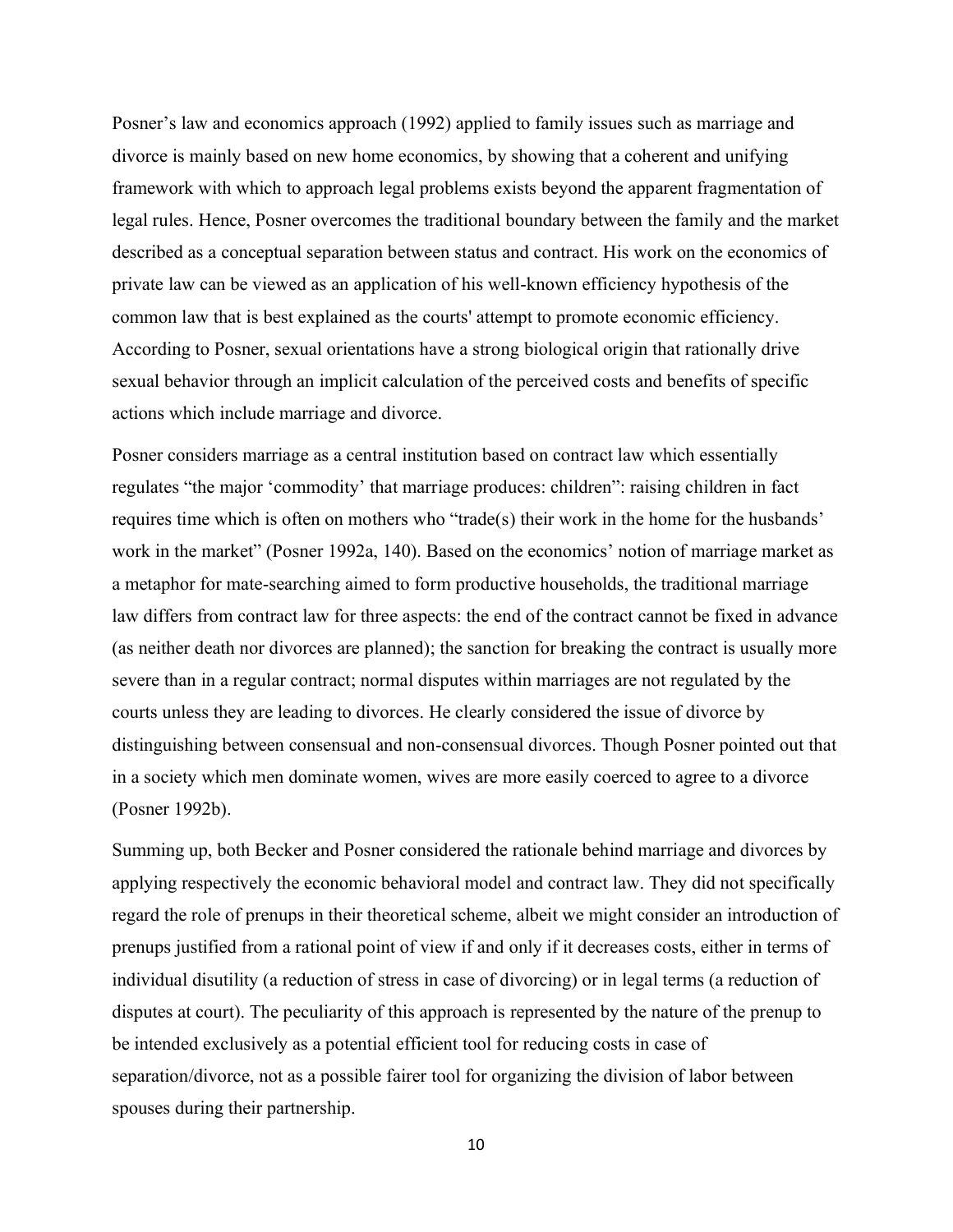Posner’s law and economics approach (1992) applied to family issues such as marriage and divorce is mainly based on new home economics, by showing that a coherent and unifying framework with which to approach legal problems exists beyond the apparent fragmentation of legal rules. Hence, Posner overcomes the traditional boundary between the family and the market described as a conceptual separation between status and contract. His work on the economics of private law can be viewed as an application of his well-known efficiency hypothesis of the common law that is best explained as the courts' attempt to promote economic efficiency. According to Posner, sexual orientations have a strong biological origin that rationally drive sexual behavior through an implicit calculation of the perceived costs and benefits of specific actions which include marriage and divorce.

Posner considers marriage as a central institution based on contract law which essentially regulates “the major ‘commodity’ that marriage produces: children”: raising children in fact requires time which is often on mothers who “trade(s) their work in the home for the husbands’ work in the market” (Posner 1992a, 140). Based on the economics’ notion of marriage market as a metaphor for mate-searching aimed to form productive households, the traditional marriage law differs from contract law for three aspects: the end of the contract cannot be fixed in advance (as neither death nor divorces are planned); the sanction for breaking the contract is usually more severe than in a regular contract; normal disputes within marriages are not regulated by the courts unless they are leading to divorces. He clearly considered the issue of divorce by distinguishing between consensual and non-consensual divorces. Though Posner pointed out that in a society which men dominate women, wives are more easily coerced to agree to a divorce (Posner 1992b).

Summing up, both Becker and Posner considered the rationale behind marriage and divorces by applying respectively the economic behavioral model and contract law. They did not specifically regard the role of prenups in their theoretical scheme, albeit we might consider an introduction of prenups justified from a rational point of view if and only if it decreases costs, either in terms of individual disutility (a reduction of stress in case of divorcing) or in legal terms (a reduction of disputes at court). The peculiarity of this approach is represented by the nature of the prenup to be intended exclusively as a potential efficient tool for reducing costs in case of separation/divorce, not as a possible fairer tool for organizing the division of labor between spouses during their partnership.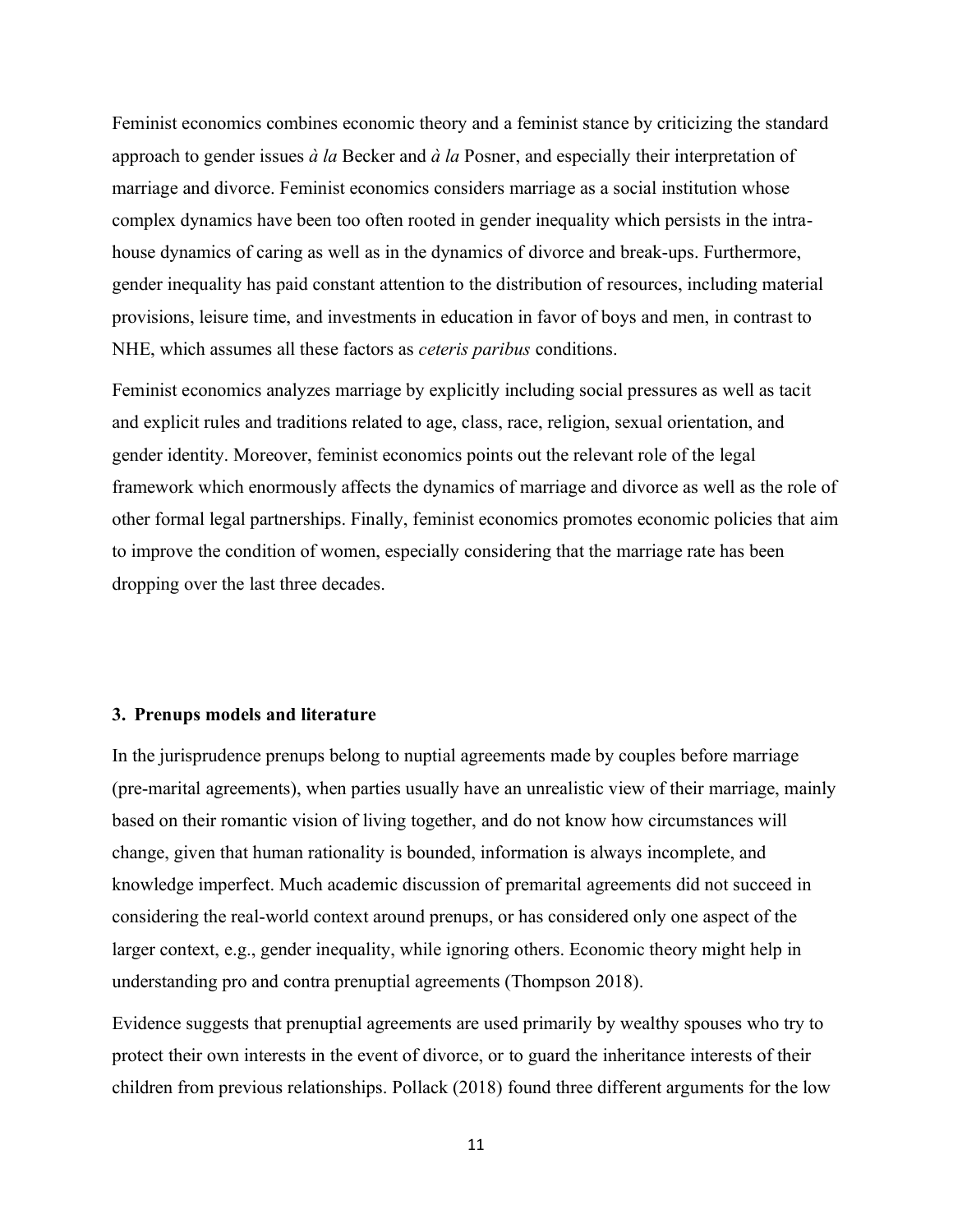Feminist economics combines economic theory and a feminist stance by criticizing the standard approach to gender issues *à la* Becker and *à la* Posner, and especially their interpretation of marriage and divorce. Feminist economics considers marriage as a social institution whose complex dynamics have been too often rooted in gender inequality which persists in the intra-house dynamics of caring as well as in the dynamics of divorce and break-ups. Furthermore, gender inequality has paid constant attention to the distribution of resources, including material provisions, leisure time, and investments in education in favor of boys and men, in contrast to NHE, which assumes all these factors as *ceteris paribus* conditions.

Feminist economics analyzes marriage by explicitly including social pressures as well as tacit and explicit rules and traditions related to age, class, race, religion, sexual orientation, and gender identity. Moreover, feminist economics points out the relevant role of the legal framework which enormously affects the dynamics of marriage and divorce as well as the role of other formal legal partnerships. Finally, feminist economics promotes economic policies that aim to improve the condition of women, especially considering that the marriage rate has been dropping over the last three decades.

### 3. Prenups models and literature

In the jurisprudence prenups belong to nuptial agreements made by couples before marriage (pre-marital agreements), when parties usually have an unrealistic view of their marriage, mainly based on their romantic vision of living together, and do not know how circumstances will change, given that human rationality is bounded, information is always incomplete, and knowledge imperfect. Much academic discussion of premarital agreements did not succeed in considering the real-world context around prenups, or has considered only one aspect of the larger context, e.g., gender inequality, while ignoring others. Economic theory might help in understanding pro and contra prenuptial agreements (Thompson 2018).

Evidence suggests that prenuptial agreements are used primarily by wealthy spouses who try to protect their own interests in the event of divorce, or to guard the inheritance interests of their children from previous relationships. Pollack (2018) found three different arguments for the low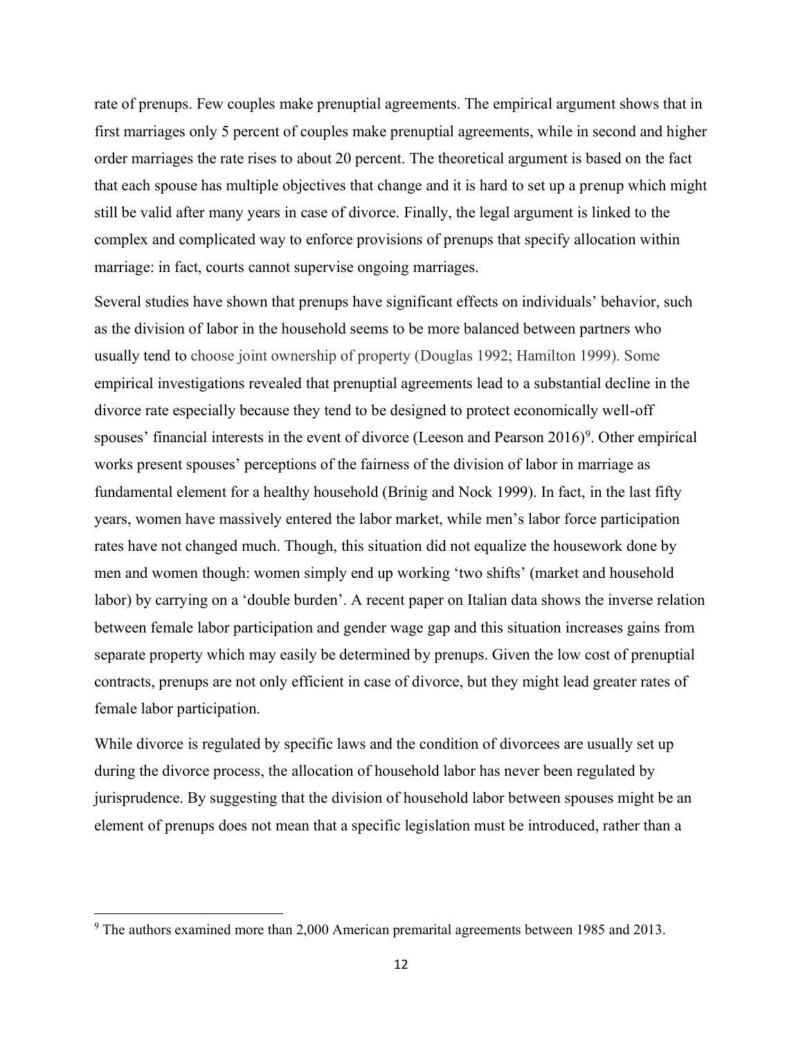rate of prenups. Few couples make prenuptial agreements. The empirical argument shows that in first marriages only 5 percent of couples make prenuptial agreements, while in second and higher order marriages the rate rises to about 20 percent. The theoretical argument is based on the fact that each spouse has multiple objectives that change and it is hard to set up a prenup which might still be valid after many years in case of divorce. Finally, the legal argument is linked to the complex and complicated way to enforce provisions of prenups that specify allocation within marriage: in fact, courts cannot supervise ongoing marriages.

Several studies have shown that prenups have significant effects on individuals' behavior, such as the division of labor in the household seems to be more balanced between partners who usually tend to choose joint ownership of property (Douglas 1992; Hamilton 1999). Some empirical investigations revealed that prenuptial agreements lead to a substantial decline in the divorce rate especially because they tend to be designed to protect economically well-off spouses' financial interests in the event of divorce (Leeson and Pearson 2016)[9]. Other empirical works present spouses' perceptions of the fairness of the division of labor in marriage as fundamental element for a healthy household (Brinig and Nock 1999). In fact, in the last fifty years, women have massively entered the labor market, while men's labor force participation rates have not changed much. Though, this situation did not equalize the housework done by men and women though: women simply end up working 'two shifts' (market and household labor) by carrying on a 'double burden'. A recent paper on Italian data shows the inverse relation between female labor participation and gender wage gap and this situation increases gains from separate property which may easily be determined by prenups. Given the low cost of prenuptial contracts, prenups are not only efficient in case of divorce, but they might lead greater rates of female labor participation.

While divorce is regulated by specific laws and the condition of divorcees are usually set up during the divorce process, the allocation of household labor has never been regulated by jurisprudence. By suggesting that the division of household labor between spouses might be an element of prenups does not mean that a specific legislation must be introduced, rather than a

[9] The authors examined more than 2,000 American premarital agreements between 1985 and 2013.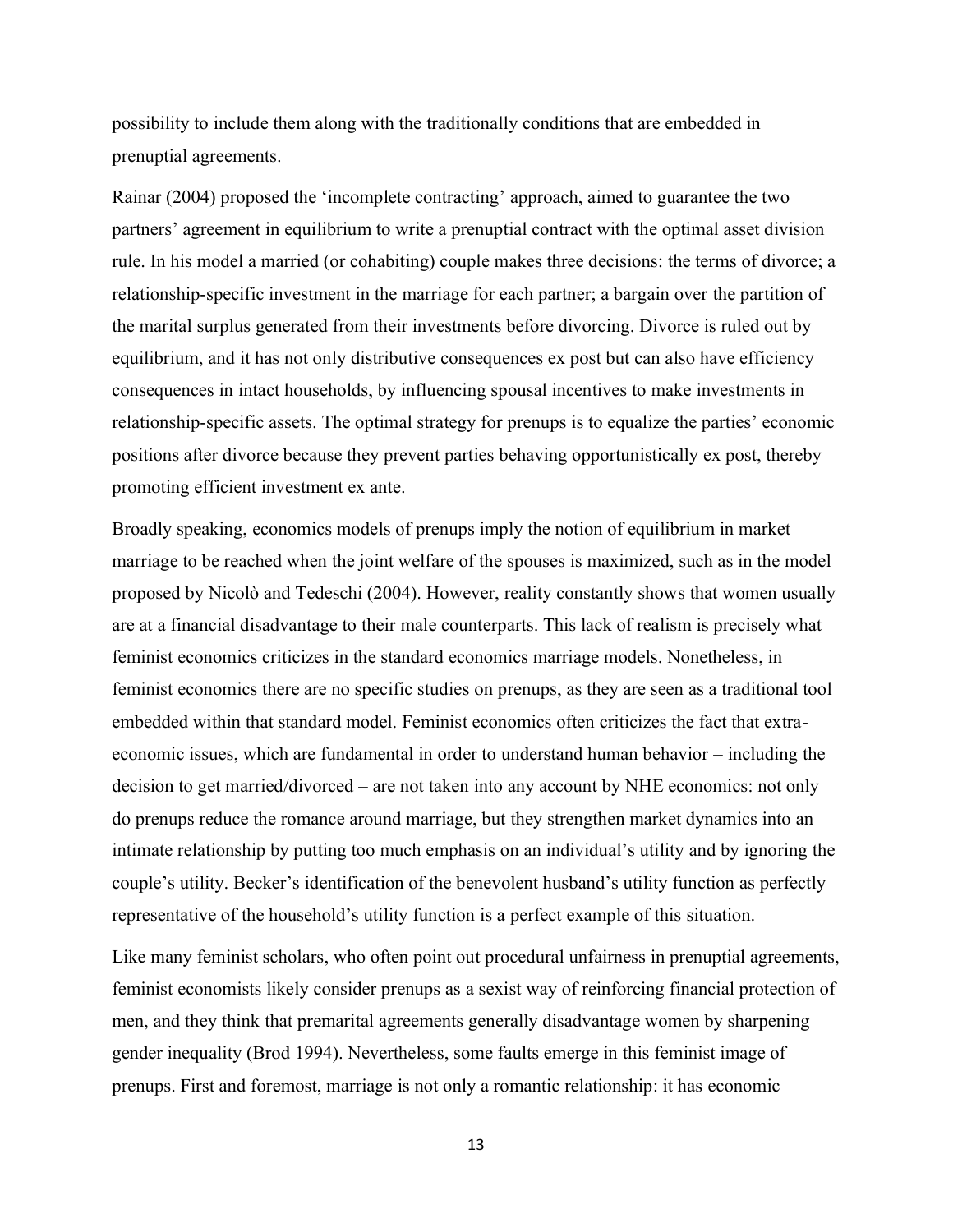possibility to include them along with the traditionally conditions that are embedded in prenuptial agreements.

Rainar (2004) proposed the 'incomplete contracting' approach, aimed to guarantee the two partners' agreement in equilibrium to write a prenuptial contract with the optimal asset division rule. In his model a married (or cohabiting) couple makes three decisions: the terms of divorce; a relationship-specific investment in the marriage for each partner; a bargain over the partition of the marital surplus generated from their investments before divorcing. Divorce is ruled out by equilibrium, and it has not only distributive consequences ex post but can also have efficiency consequences in intact households, by influencing spousal incentives to make investments in relationship-specific assets. The optimal strategy for prenups is to equalize the parties' economic positions after divorce because they prevent parties behaving opportunistically ex post, thereby promoting efficient investment ex ante.

Broadly speaking, economics models of prenups imply the notion of equilibrium in market marriage to be reached when the joint welfare of the spouses is maximized, such as in the model proposed by Nicolò and Tedeschi (2004). However, reality constantly shows that women usually are at a financial disadvantage to their male counterparts. This lack of realism is precisely what feminist economics criticizes in the standard economics marriage models. Nonetheless, in feminist economics there are no specific studies on prenups, as they are seen as a traditional tool embedded within that standard model. Feminist economics often criticizes the fact that extra-economic issues, which are fundamental in order to understand human behavior – including the decision to get married/divorced – are not taken into any account by NHE economics: not only do prenups reduce the romance around marriage, but they strengthen market dynamics into an intimate relationship by putting too much emphasis on an individual's utility and by ignoring the couple's utility. Becker's identification of the benevolent husband's utility function as perfectly representative of the household's utility function is a perfect example of this situation.

Like many feminist scholars, who often point out procedural unfairness in prenuptial agreements, feminist economists likely consider prenups as a sexist way of reinforcing financial protection of men, and they think that premarital agreements generally disadvantage women by sharpening gender inequality (Brod 1994). Nevertheless, some faults emerge in this feminist image of prenups. First and foremost, marriage is not only a romantic relationship: it has economic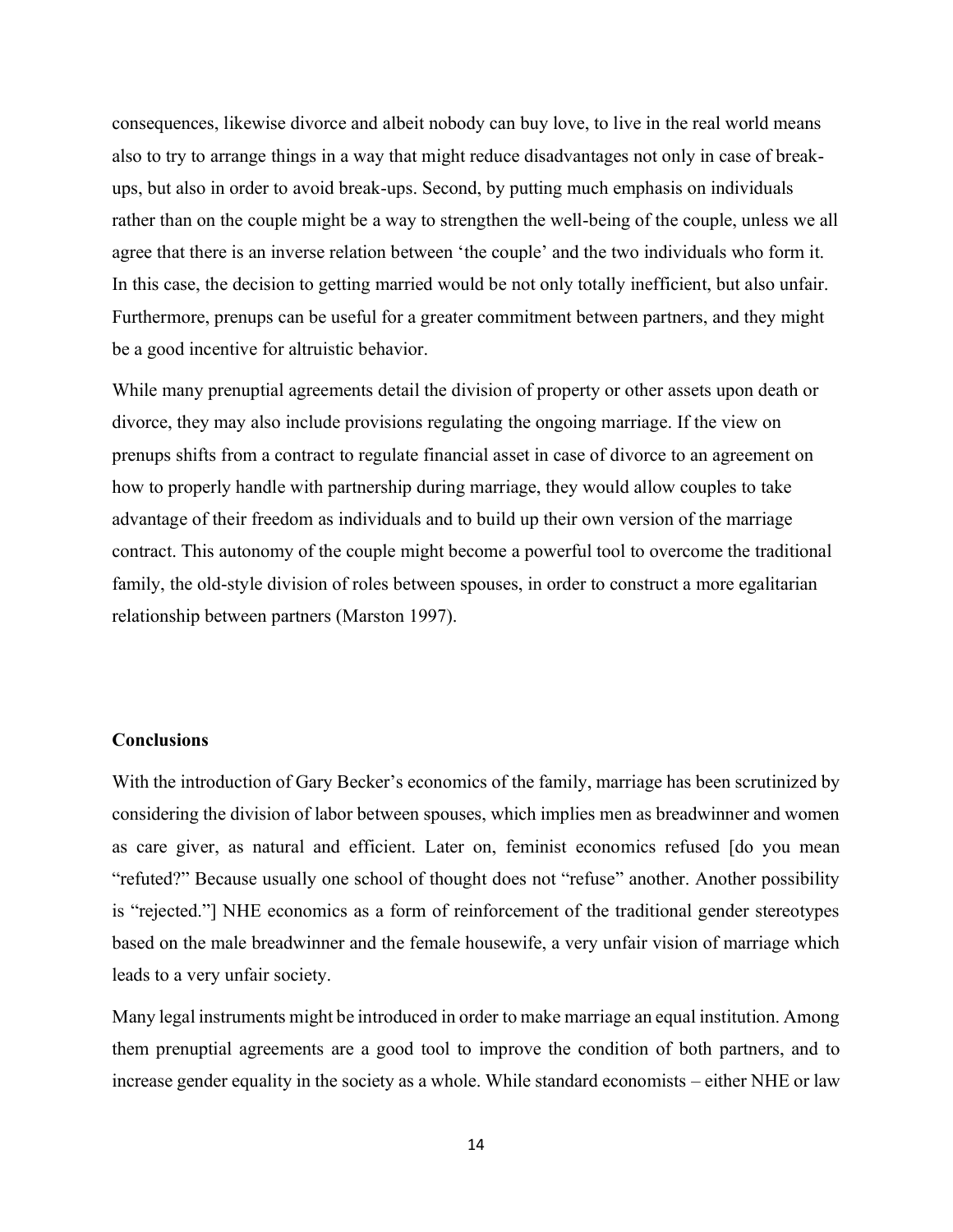consequences, likewise divorce and albeit nobody can buy love, to live in the real world means also to try to arrange things in a way that might reduce disadvantages not only in case of break-ups, but also in order to avoid break-ups. Second, by putting much emphasis on individuals rather than on the couple might be a way to strengthen the well-being of the couple, unless we all agree that there is an inverse relation between 'the couple' and the two individuals who form it. In this case, the decision to getting married would be not only totally inefficient, but also unfair. Furthermore, prenups can be useful for a greater commitment between partners, and they might be a good incentive for altruistic behavior.

While many prenuptial agreements detail the division of property or other assets upon death or divorce, they may also include provisions regulating the ongoing marriage. If the view on prenups shifts from a contract to regulate financial asset in case of divorce to an agreement on how to properly handle with partnership during marriage, they would allow couples to take advantage of their freedom as individuals and to build up their own version of the marriage contract. This autonomy of the couple might become a powerful tool to overcome the traditional family, the old-style division of roles between spouses, in order to construct a more egalitarian relationship between partners (Marston 1997).

**Conclusions**

With the introduction of Gary Becker's economics of the family, marriage has been scrutinized by considering the division of labor between spouses, which implies men as breadwinner and women as care giver, as natural and efficient. Later on, feminist economics refused [do you mean "refuted?" Because usually one school of thought does not "refuse" another. Another possibility is "rejected."] NHE economics as a form of reinforcement of the traditional gender stereotypes based on the male breadwinner and the female housewife, a very unfair vision of marriage which leads to a very unfair society.

Many legal instruments might be introduced in order to make marriage an equal institution. Among them prenuptial agreements are a good tool to improve the condition of both partners, and to increase gender equality in the society as a whole. While standard economists – either NHE or law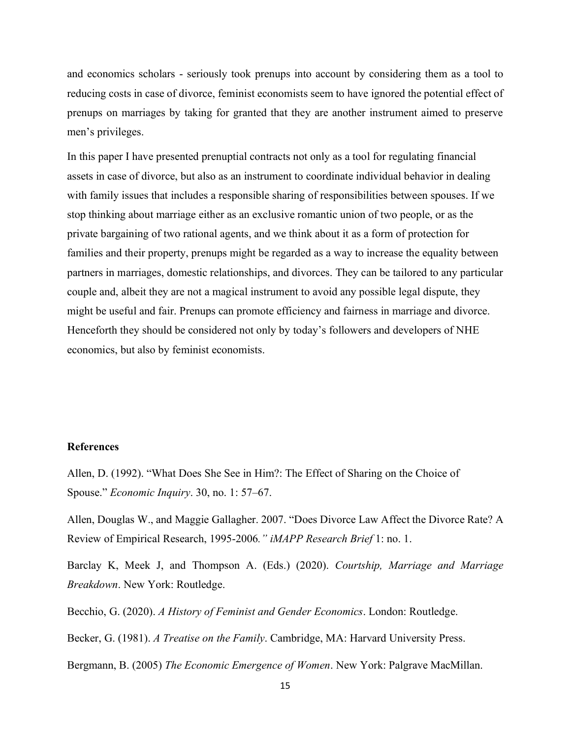and economics scholars - seriously took prenups into account by considering them as a tool to reducing costs in case of divorce, feminist economists seem to have ignored the potential effect of prenups on marriages by taking for granted that they are another instrument aimed to preserve men's privileges.

In this paper I have presented prenuptial contracts not only as a tool for regulating financial assets in case of divorce, but also as an instrument to coordinate individual behavior in dealing with family issues that includes a responsible sharing of responsibilities between spouses. If we stop thinking about marriage either as an exclusive romantic union of two people, or as the private bargaining of two rational agents, and we think about it as a form of protection for families and their property, prenups might be regarded as a way to increase the equality between partners in marriages, domestic relationships, and divorces. They can be tailored to any particular couple and, albeit they are not a magical instrument to avoid any possible legal dispute, they might be useful and fair. Prenups can promote efficiency and fairness in marriage and divorce. Henceforth they should be considered not only by today's followers and developers of NHE economics, but also by feminist economists.

**References**

Allen, D. (1992). "What Does She See in Him?: The Effect of Sharing on the Choice of Spouse." *Economic Inquiry*. 30, no. 1: 57–67.

Allen, Douglas W., and Maggie Gallagher. 2007. "Does Divorce Law Affect the Divorce Rate? A Review of Empirical Research, 1995-2006." *iMAPP Research Brief* 1: no. 1.

Barclay K, Meek J, and Thompson A. (Eds.) (2020). *Courtship, Marriage and Marriage Breakdown*. New York: Routledge.

Becchio, G. (2020). *A History of Feminist and Gender Economics*. London: Routledge.

Becker, G. (1981). *A Treatise on the Family*. Cambridge, MA: Harvard University Press.

Bergmann, B. (2005) *The Economic Emergence of Women*. New York: Palgrave MacMillan.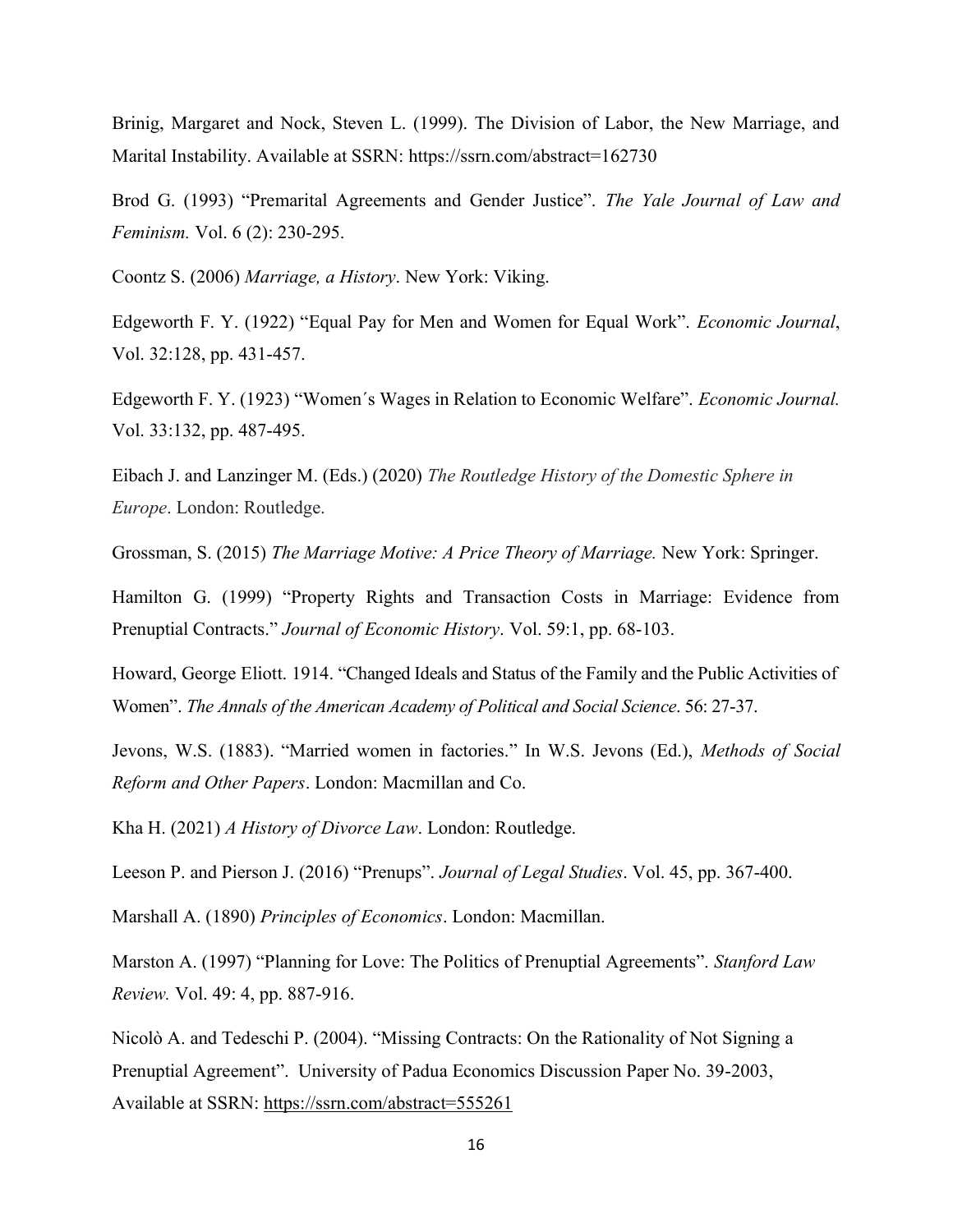Brinig, Margaret and Nock, Steven L. (1999). The Division of Labor, the New Marriage, and Marital Instability. Available at SSRN: https://ssrn.com/abstract=162730

Brod G. (1993) "Premarital Agreements and Gender Justice". *The Yale Journal of Law and Feminism.* Vol. 6 (2): 230-295.

Coontz S. (2006) *Marriage, a History*. New York: Viking.

Edgeworth F. Y. (1922) "Equal Pay for Men and Women for Equal Work". *Economic Journal*, Vol. 32:128, pp. 431-457.

Edgeworth F. Y. (1923) "Women´s Wages in Relation to Economic Welfare". *Economic Journal.* Vol. 33:132, pp. 487-495.

Eibach J. and Lanzinger M. (Eds.) (2020) *The Routledge History of the Domestic Sphere in Europe*. London: Routledge.

Grossman, S. (2015) *The Marriage Motive: A Price Theory of Marriage.* New York: Springer.

Hamilton G. (1999) "Property Rights and Transaction Costs in Marriage: Evidence from Prenuptial Contracts." *Journal of Economic History*. Vol. 59:1, pp. 68-103.

Howard, George Eliott. 1914. "Changed Ideals and Status of the Family and the Public Activities of Women". *The Annals of the American Academy of Political and Social Science*. 56: 27-37.

Jevons, W.S. (1883). "Married women in factories." In W.S. Jevons (Ed.), *Methods of Social Reform and Other Papers*. London: Macmillan and Co.

Kha H. (2021) *A History of Divorce Law*. London: Routledge.

Leeson P. and Pierson J. (2016) "Prenups". *Journal of Legal Studies*. Vol. 45, pp. 367-400.

Marshall A. (1890) *Principles of Economics*. London: Macmillan.

Marston A. (1997) "Planning for Love: The Politics of Prenuptial Agreements". *Stanford Law Review.* Vol. 49: 4, pp. 887-916.

Nicolò A. and Tedeschi P. (2004). "Missing Contracts: On the Rationality of Not Signing a Prenuptial Agreement". University of Padua Economics Discussion Paper No. 39-2003, Available at SSRN: https://ssrn.com/abstract=555261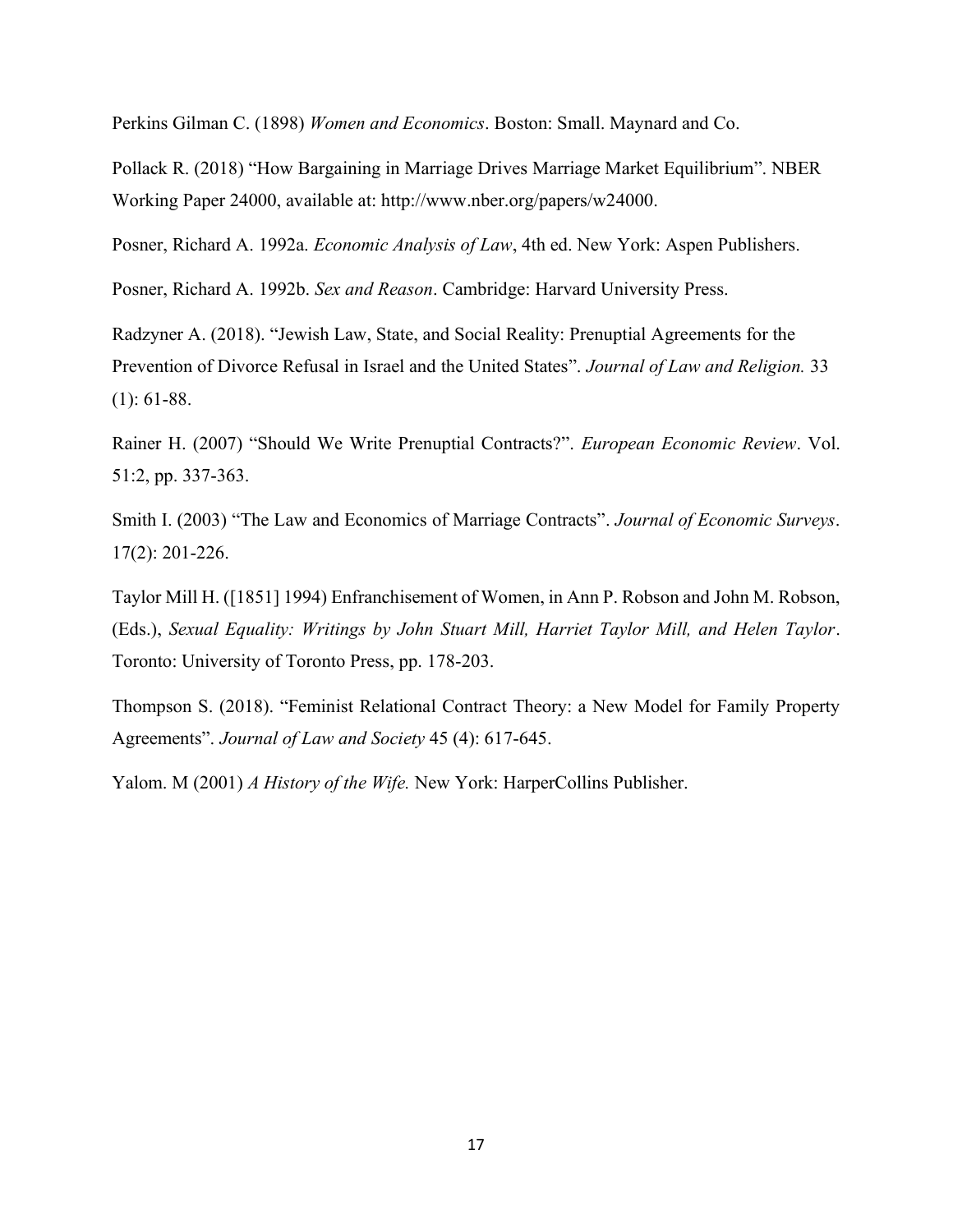Perkins Gilman C. (1898) *Women and Economics*. Boston: Small. Maynard and Co.

Pollack R. (2018) "How Bargaining in Marriage Drives Marriage Market Equilibrium". NBER Working Paper 24000, available at: http://www.nber.org/papers/w24000.

Posner, Richard A. 1992a. *Economic Analysis of Law*, 4th ed. New York: Aspen Publishers.

Posner, Richard A. 1992b. *Sex and Reason*. Cambridge: Harvard University Press.

Radzyner A. (2018). "Jewish Law, State, and Social Reality: Prenuptial Agreements for the Prevention of Divorce Refusal in Israel and the United States". *Journal of Law and Religion.* 33 (1): 61-88.

Rainer H. (2007) "Should We Write Prenuptial Contracts?". *European Economic Review*. Vol. 51:2, pp. 337-363.

Smith I. (2003) "The Law and Economics of Marriage Contracts". *Journal of Economic Surveys*. 17(2): 201-226.

Taylor Mill H. ([1851] 1994) Enfranchisement of Women, in Ann P. Robson and John M. Robson, (Eds.), *Sexual Equality: Writings by John Stuart Mill, Harriet Taylor Mill, and Helen Taylor*. Toronto: University of Toronto Press, pp. 178-203.

Thompson S. (2018). "Feminist Relational Contract Theory: a New Model for Family Property Agreements". *Journal of Law and Society* 45 (4): 617-645.

Yalom. M (2001) *A History of the Wife.* New York: HarperCollins Publisher.